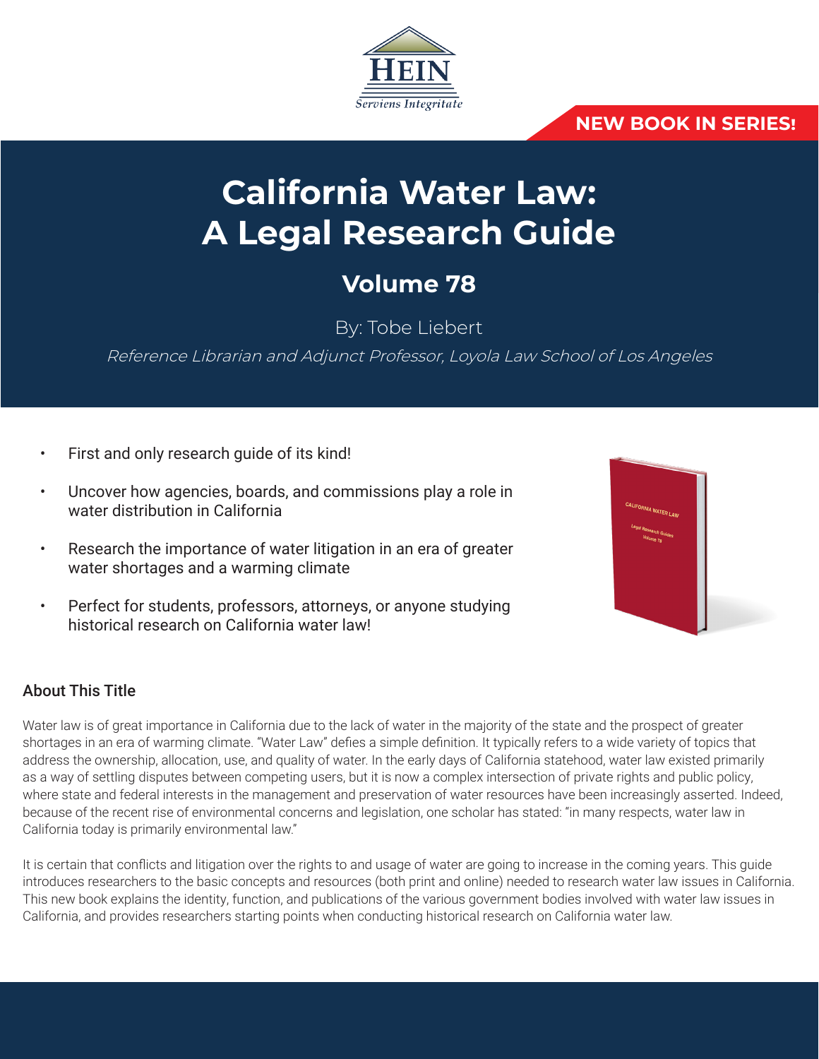HEIN

*Serviens Integritate*

**NEW BOOK IN SERIES!**

# California Water Law: A Legal Research Guide

## Volume 78

By: Tobe Liebert

*Reference Librarian and Adjunct Professor, Loyola Law School of Los Angeles*

- First and only research guide of its kind!
- Uncover how agencies, boards, and commissions play a role in water distribution in California
- Research the importance of water litigation in an era of greater water shortages and a warming climate
- Perfect for students, professors, attorneys, or anyone studying historical research on California water law!

### About This Title

Water law is of great importance in California due to the lack of water in the majority of the state and the prospect of greater shortages in an era of warming climate. "Water Law" defies a simple definition. It typically refers to a wide variety of topics that address the ownership, allocation, use, and quality of water. In the early days of California statehood, water law existed primarily as a way of settling disputes between competing users, but it is now a complex intersection of private rights and public policy, where state and federal interests in the management and preservation of water resources have been increasingly asserted. Indeed, because of the recent rise of environmental concerns and legislation, one scholar has stated: "in many respects, water law in California today is primarily environmental law."

It is certain that conflicts and litigation over the rights to and usage of water are going to increase in the coming years. This guide introduces researchers to the basic concepts and resources (both print and online) needed to research water law issues in California. This new book explains the identity, function, and publications of the various government bodies involved with water law issues in California, and provides researchers starting points when conducting historical research on California water law.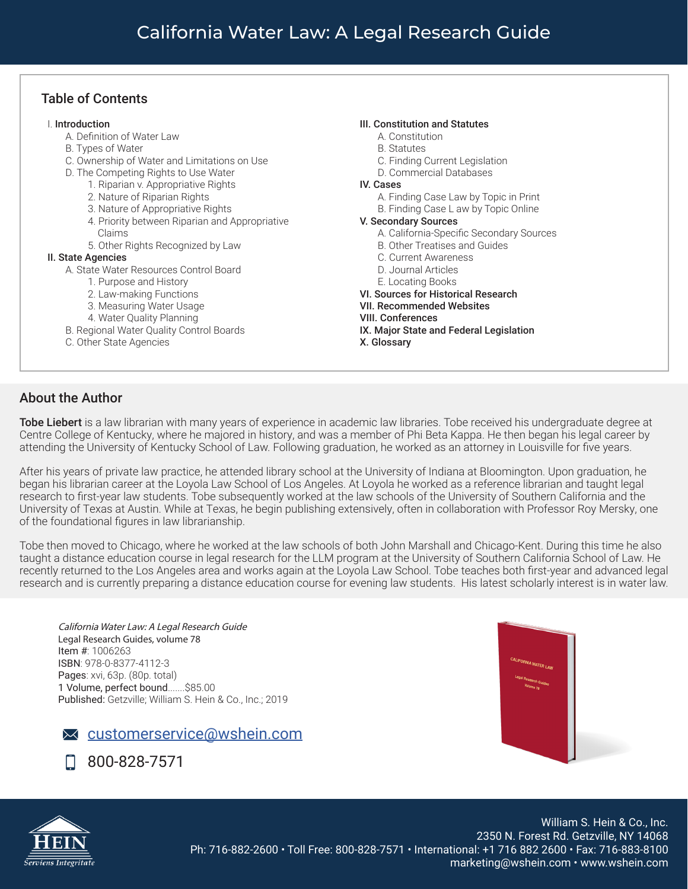# California Water Law: A Legal Research Guide

## Table of Contents

I. **Introduction**
- A. Definition of Water Law
- B. Types of Water
- C. Ownership of Water and Limitations on Use
- D. The Competing Rights to Use Water
  1. Riparian v. Appropriative Rights
  2. Nature of Riparian Rights
  3. Nature of Appropriative Rights
  4. Priority between Riparian and Appropriative Claims
  5. Other Rights Recognized by Law

**II. State Agencies**
- A. State Water Resources Control Board
  1. Purpose and History
  2. Law-making Functions
  3. Measuring Water Usage
  4. Water Quality Planning
- B. Regional Water Quality Control Boards
- C. Other State Agencies

**III. Constitution and Statutes**
- A. Constitution
- B. Statutes
- C. Finding Current Legislation
- D. Commercial Databases

**IV. Cases**
- A. Finding Case Law by Topic in Print
- B. Finding Case L aw by Topic Online

**V. Secondary Sources**
- A. California-Specific Secondary Sources
- B. Other Treatises and Guides
- C. Current Awareness
- D. Journal Articles
- E. Locating Books

**VI. Sources for Historical Research**

**VII. Recommended Websites**

**VIII. Conferences**

**IX. Major State and Federal Legislation**

**X. Glossary**

## About the Author

**Tobe Liebert** is a law librarian with many years of experience in academic law libraries. Tobe received his undergraduate degree at Centre College of Kentucky, where he majored in history, and was a member of Phi Beta Kappa. He then began his legal career by attending the University of Kentucky School of Law. Following graduation, he worked as an attorney in Louisville for five years.

After his years of private law practice, he attended library school at the University of Indiana at Bloomington. Upon graduation, he began his librarian career at the Loyola Law School of Los Angeles. At Loyola he worked as a reference librarian and taught legal research to first-year law students. Tobe subsequently worked at the law schools of the University of Southern California and the University of Texas at Austin. While at Texas, he begin publishing extensively, often in collaboration with Professor Roy Mersky, one of the foundational figures in law librarianship.

Tobe then moved to Chicago, where he worked at the law schools of both John Marshall and Chicago-Kent. During this time he also taught a distance education course in legal research for the LLM program at the University of Southern California School of Law. He recently returned to the Los Angeles area and works again at the Loyola Law School. Tobe teaches both first-year and advanced legal research and is currently preparing a distance education course for evening law students. His latest scholarly interest is in water law.

*California Water Law: A Legal Research Guide*
Legal Research Guides, volume 78
**Item #**: 1006263
**ISBN**: 978-0-8377-4112-3
**Pages**: xvi, 63p. (80p. total)
**1 Volume, perfect bound**.......$85.00
**Published:** Getzville; William S. Hein & Co., Inc.; 2019

customerservice@wshein.com

800-828-7571

William S. Hein & Co., Inc.
2350 N. Forest Rd. Getzville, NY 14068
Ph: 716-882-2600 • Toll Free: 800-828-7571 • International: +1 716 882 2600 • Fax: 716-883-8100
marketing@wshein.com • www.wshein.com